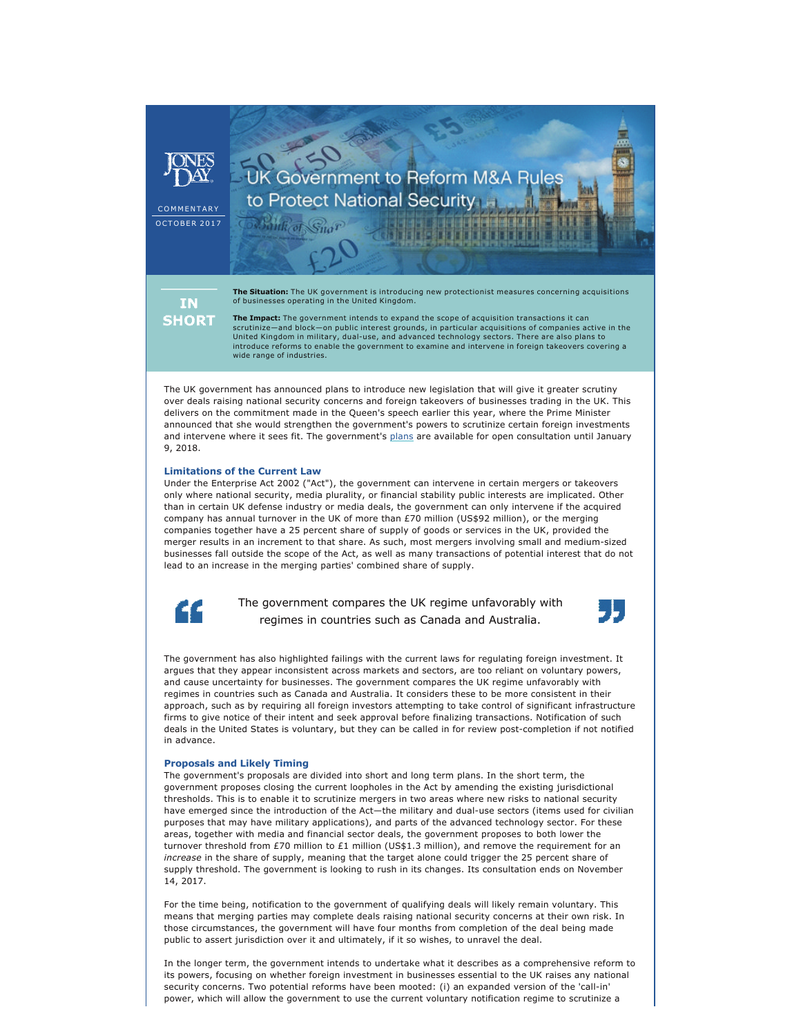JONES DAY

COMMENTARY

OCTOBER 2017

# UK Government to Reform M&A Rules to Protect National Security

**IN SHORT**

**The Situation:** The UK government is introducing new protectionist measures concerning acquisitions of businesses operating in the United Kingdom.

**The Impact:** The government intends to expand the scope of acquisition transactions it can scrutinize—and block—on public interest grounds, in particular acquisitions of companies active in the United Kingdom in military, dual-use, and advanced technology sectors. There are also plans to introduce reforms to enable the government to examine and intervene in foreign takeovers covering a wide range of industries.

The UK government has announced plans to introduce new legislation that will give it greater scrutiny over deals raising national security concerns and foreign takeovers of businesses trading in the UK. This delivers on the commitment made in the Queen's speech earlier this year, where the Prime Minister announced that she would strengthen the government's powers to scrutinize certain foreign investments and intervene where it sees fit. The government's plans are available for open consultation until January 9, 2018.

### Limitations of the Current Law

Under the Enterprise Act 2002 ("Act"), the government can intervene in certain mergers or takeovers only where national security, media plurality, or financial stability public interests are implicated. Other than in certain UK defense industry or media deals, the government can only intervene if the acquired company has annual turnover in the UK of more than £70 million (US$92 million), or the merging companies together have a 25 percent share of supply of goods or services in the UK, provided the merger results in an increment to that share. As such, most mergers involving small and medium-sized businesses fall outside the scope of the Act, as well as many transactions of potential interest that do not lead to an increase in the merging parties' combined share of supply.

> The government compares the UK regime unfavorably with regimes in countries such as Canada and Australia.

The government has also highlighted failings with the current laws for regulating foreign investment. It argues that they appear inconsistent across markets and sectors, are too reliant on voluntary powers, and cause uncertainty for businesses. The government compares the UK regime unfavorably with regimes in countries such as Canada and Australia. It considers these to be more consistent in their approach, such as by requiring all foreign investors attempting to take control of significant infrastructure firms to give notice of their intent and seek approval before finalizing transactions. Notification of such deals in the United States is voluntary, but they can be called in for review post-completion if not notified in advance.

### Proposals and Likely Timing

The government's proposals are divided into short and long term plans. In the short term, the government proposes closing the current loopholes in the Act by amending the existing jurisdictional thresholds. This is to enable it to scrutinize mergers in two areas where new risks to national security have emerged since the introduction of the Act—the military and dual-use sectors (items used for civilian purposes that may have military applications), and parts of the advanced technology sector. For these areas, together with media and financial sector deals, the government proposes to both lower the turnover threshold from £70 million to £1 million (US$1.3 million), and remove the requirement for an *increase* in the share of supply, meaning that the target alone could trigger the 25 percent share of supply threshold. The government is looking to rush in its changes. Its consultation ends on November 14, 2017.

For the time being, notification to the government of qualifying deals will likely remain voluntary. This means that merging parties may complete deals raising national security concerns at their own risk. In those circumstances, the government will have four months from completion of the deal being made public to assert jurisdiction over it and ultimately, if it so wishes, to unravel the deal.

In the longer term, the government intends to undertake what it describes as a comprehensive reform to its powers, focusing on whether foreign investment in businesses essential to the UK raises any national security concerns. Two potential reforms have been mooted: (i) an expanded version of the 'call-in' power, which will allow the government to use the current voluntary notification regime to scrutinize a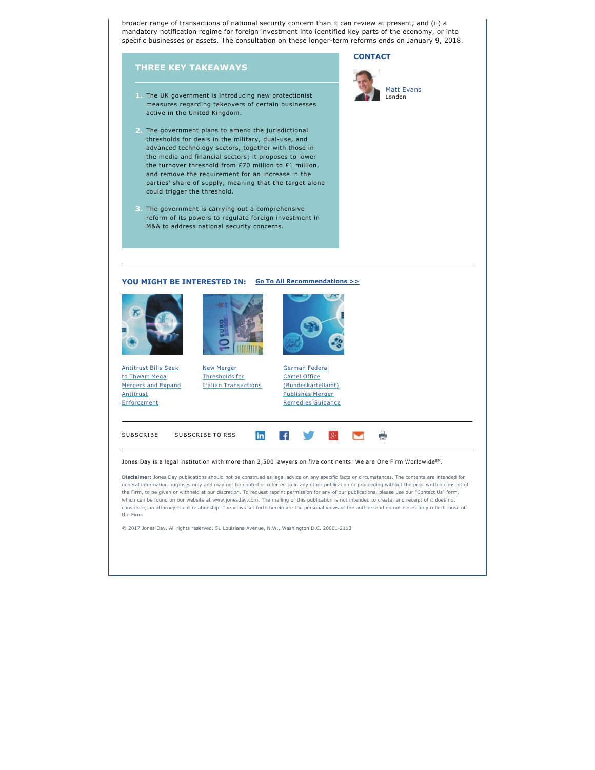broader range of transactions of national security concern than it can review at present, and (ii) a mandatory notification regime for foreign investment into identified key parts of the economy, or into specific businesses or assets. The consultation on these longer-term reforms ends on January 9, 2018.

## THREE KEY TAKEAWAYS

1. The UK government is introducing new protectionist measures regarding takeovers of certain businesses active in the United Kingdom.
2. The government plans to amend the jurisdictional thresholds for deals in the military, dual-use, and advanced technology sectors, together with those in the media and financial sectors; it proposes to lower the turnover threshold from £70 million to £1 million, and remove the requirement for an increase in the parties' share of supply, meaning that the target alone could trigger the threshold.
3. The government is carrying out a comprehensive reform of its powers to regulate foreign investment in M&A to address national security concerns.

## CONTACT

Matt Evans
London

## YOU MIGHT BE INTERESTED IN: Go To All Recommendations >>

Antitrust Bills Seek to Thwart Mega Mergers and Expand Antitrust Enforcement

New Merger Thresholds for Italian Transactions

German Federal Cartel Office (Bundeskartellamt) Publishes Merger Remedies Guidance

SUBSCRIBE    SUBSCRIBE TO RSS

Jones Day is a legal institution with more than 2,500 lawyers on five continents. We are One Firm Worldwide℠.

**Disclaimer:** Jones Day publications should not be construed as legal advice on any specific facts or circumstances. The contents are intended for general information purposes only and may not be quoted or referred to in any other publication or proceeding without the prior written consent of the Firm, to be given or withheld at our discretion. To request reprint permission for any of our publications, please use our "Contact Us" form, which can be found on our website at www.jonesday.com. The mailing of this publication is not intended to create, and receipt of it does not constitute, an attorney-client relationship. The views set forth herein are the personal views of the authors and do not necessarily reflect those of the Firm.

© 2017 Jones Day. All rights reserved. 51 Louisiana Avenue, N.W., Washington D.C. 20001-2113